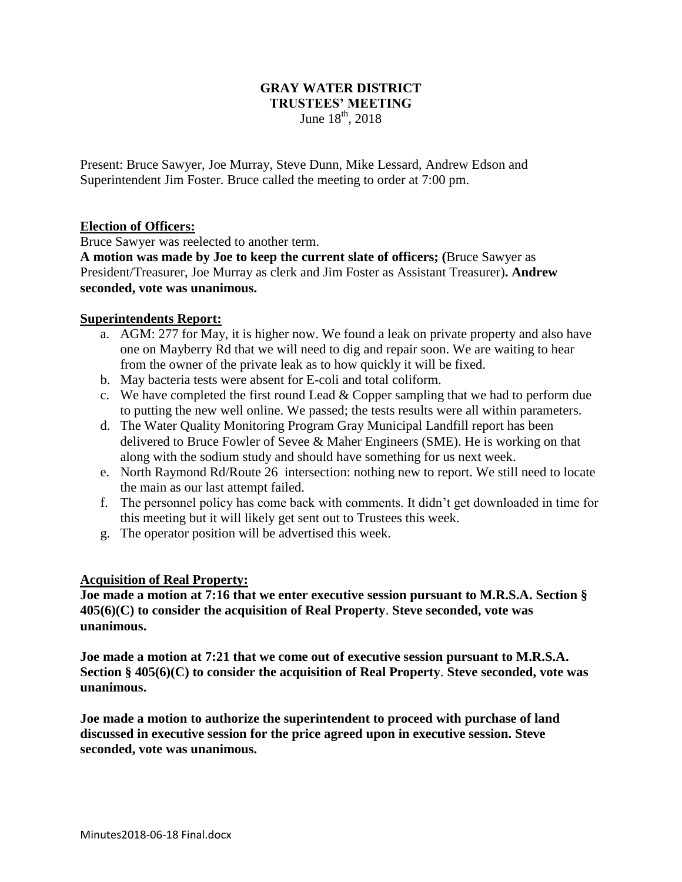# GRAY WATER DISTRICT
## TRUSTEES' MEETING
June 18th, 2018

Present: Bruce Sawyer, Joe Murray, Steve Dunn, Mike Lessard, Andrew Edson and Superintendent Jim Foster. Bruce called the meeting to order at 7:00 pm.

**Election of Officers:**

Bruce Sawyer was reelected to another term.

**A motion was made by Joe to keep the current slate of officers; (**Bruce Sawyer as President/Treasurer, Joe Murray as clerk and Jim Foster as Assistant Treasurer)**. Andrew seconded, vote was unanimous.**

**Superintendents Report:**

a. AGM: 277 for May, it is higher now. We found a leak on private property and also have one on Mayberry Rd that we will need to dig and repair soon. We are waiting to hear from the owner of the private leak as to how quickly it will be fixed.
b. May bacteria tests were absent for E-coli and total coliform.
c. We have completed the first round Lead & Copper sampling that we had to perform due to putting the new well online. We passed; the tests results were all within parameters.
d. The Water Quality Monitoring Program Gray Municipal Landfill report has been delivered to Bruce Fowler of Sevee & Maher Engineers (SME). He is working on that along with the sodium study and should have something for us next week.
e. North Raymond Rd/Route 26 intersection: nothing new to report. We still need to locate the main as our last attempt failed.
f. The personnel policy has come back with comments. It didn't get downloaded in time for this meeting but it will likely get sent out to Trustees this week.
g. The operator position will be advertised this week.

**Acquisition of Real Property:**

**Joe made a motion at 7:16 that we enter executive session pursuant to M.R.S.A. Section § 405(6)(C) to consider the acquisition of Real Property**. **Steve seconded, vote was unanimous.**

**Joe made a motion at 7:21 that we come out of executive session pursuant to M.R.S.A. Section § 405(6)(C) to consider the acquisition of Real Property**. **Steve seconded, vote was unanimous.**

**Joe made a motion to authorize the superintendent to proceed with purchase of land discussed in executive session for the price agreed upon in executive session. Steve seconded, vote was unanimous.**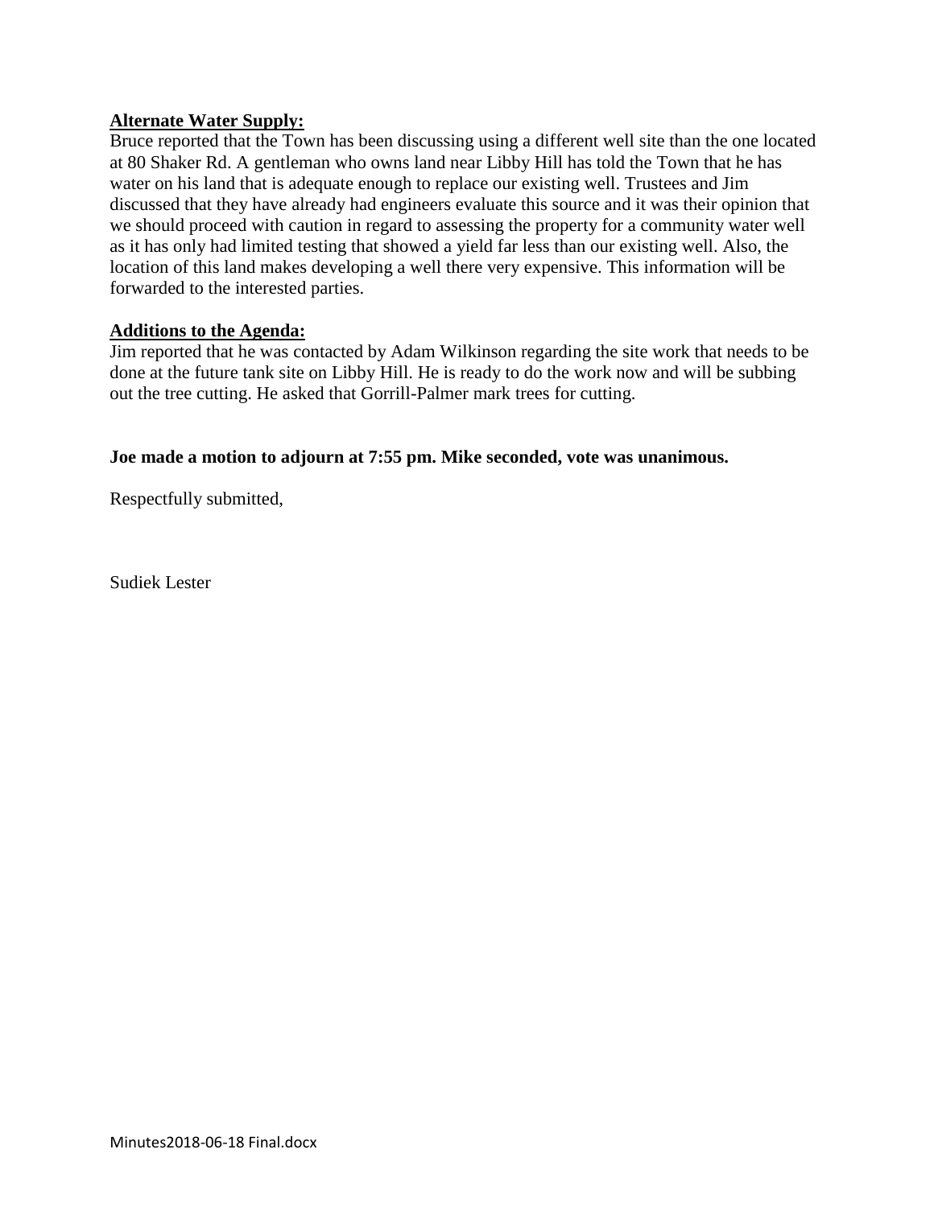**Alternate Water Supply:**

Bruce reported that the Town has been discussing using a different well site than the one located at 80 Shaker Rd. A gentleman who owns land near Libby Hill has told the Town that he has water on his land that is adequate enough to replace our existing well. Trustees and Jim discussed that they have already had engineers evaluate this source and it was their opinion that we should proceed with caution in regard to assessing the property for a community water well as it has only had limited testing that showed a yield far less than our existing well. Also, the location of this land makes developing a well there very expensive. This information will be forwarded to the interested parties.

**Additions to the Agenda:**

Jim reported that he was contacted by Adam Wilkinson regarding the site work that needs to be done at the future tank site on Libby Hill. He is ready to do the work now and will be subbing out the tree cutting. He asked that Gorrill-Palmer mark trees for cutting.

**Joe made a motion to adjourn at 7:55 pm. Mike seconded, vote was unanimous.**

Respectfully submitted,

Sudiek Lester